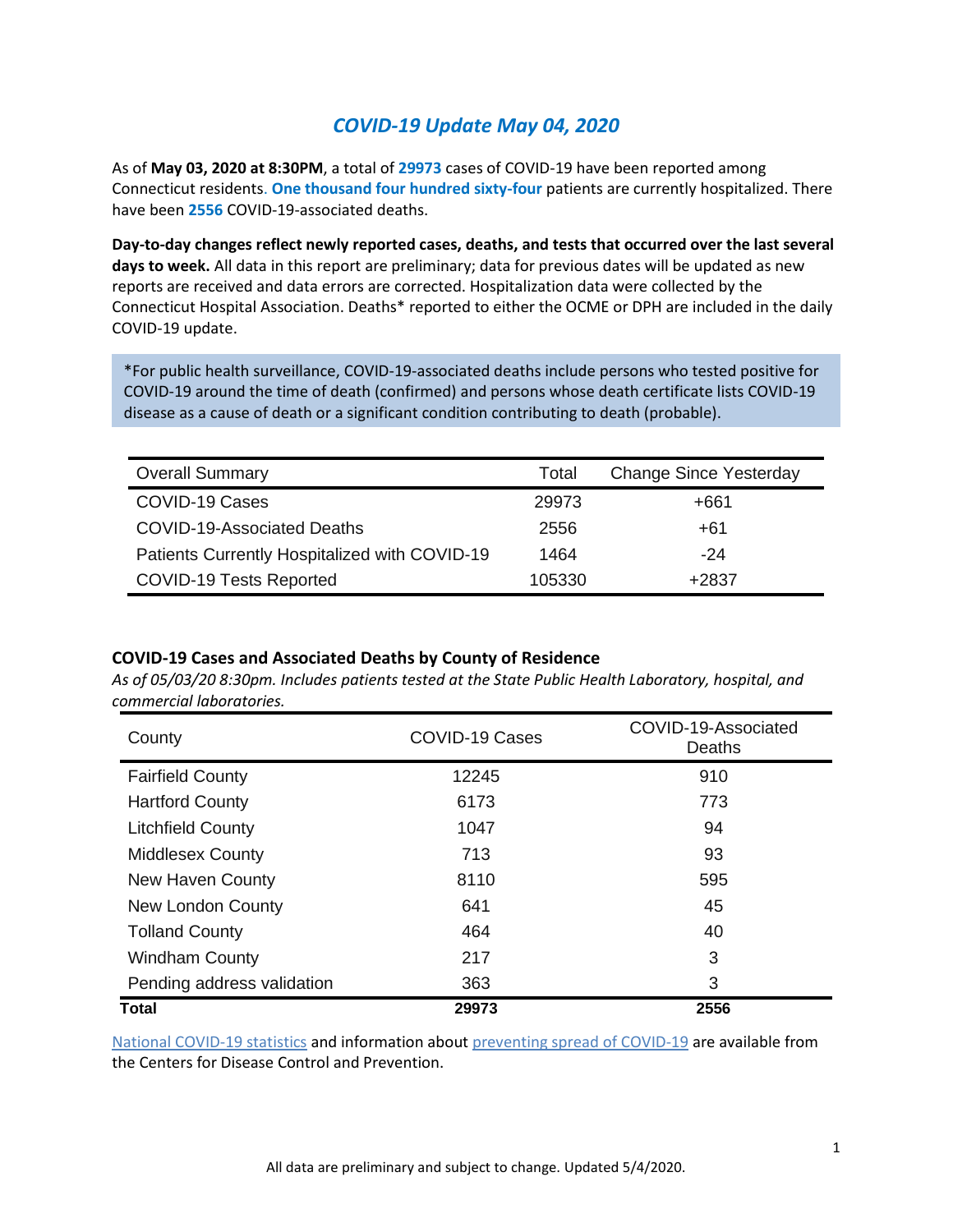# *COVID-19 Update May 04, 2020*

As of **May 03, 2020 at 8:30PM**, a total of **29973** cases of COVID-19 have been reported among Connecticut residents. **One thousand four hundred sixty-four** patients are currently hospitalized. There have been **2556** COVID-19-associated deaths.

**Day-to-day changes reflect newly reported cases, deaths, and tests that occurred over the last several days to week.** All data in this report are preliminary; data for previous dates will be updated as new reports are received and data errors are corrected. Hospitalization data were collected by the Connecticut Hospital Association. Deaths* reported to either the OCME or DPH are included in the daily COVID-19 update.

*For public health surveillance, COVID-19-associated deaths include persons who tested positive for COVID-19 around the time of death (confirmed) and persons whose death certificate lists COVID-19 disease as a cause of death or a significant condition contributing to death (probable).

| Overall Summary | Total | Change Since Yesterday |
|---|---|---|
| COVID-19 Cases | 29973 | +661 |
| COVID-19-Associated Deaths | 2556 | +61 |
| Patients Currently Hospitalized with COVID-19 | 1464 | -24 |
| COVID-19 Tests Reported | 105330 | +2837 |

### COVID-19 Cases and Associated Deaths by County of Residence

*As of 05/03/20 8:30pm. Includes patients tested at the State Public Health Laboratory, hospital, and commercial laboratories.*

| County | COVID-19 Cases | COVID-19-Associated Deaths |
|---|---|---|
| Fairfield County | 12245 | 910 |
| Hartford County | 6173 | 773 |
| Litchfield County | 1047 | 94 |
| Middlesex County | 713 | 93 |
| New Haven County | 8110 | 595 |
| New London County | 641 | 45 |
| Tolland County | 464 | 40 |
| Windham County | 217 | 3 |
| Pending address validation | 363 | 3 |
| **Total** | **29973** | **2556** |

National COVID-19 statistics and information about preventing spread of COVID-19 are available from the Centers for Disease Control and Prevention.

All data are preliminary and subject to change. Updated 5/4/2020.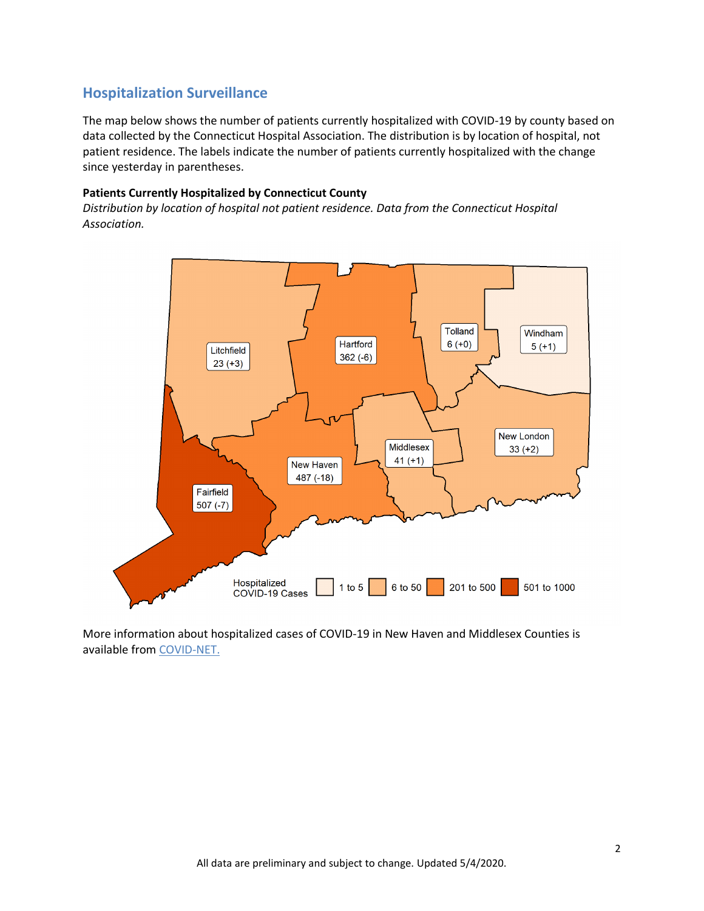## Hospitalization Surveillance

The map below shows the number of patients currently hospitalized with COVID-19 by county based on data collected by the Connecticut Hospital Association. The distribution is by location of hospital, not patient residence. The labels indicate the number of patients currently hospitalized with the change since yesterday in parentheses.

**Patients Currently Hospitalized by Connecticut County**

*Distribution by location of hospital not patient residence. Data from the Connecticut Hospital Association.*

More information about hospitalized cases of COVID-19 in New Haven and Middlesex Counties is available from [COVID-NET.](COVID-NET.)

All data are preliminary and subject to change. Updated 5/4/2020.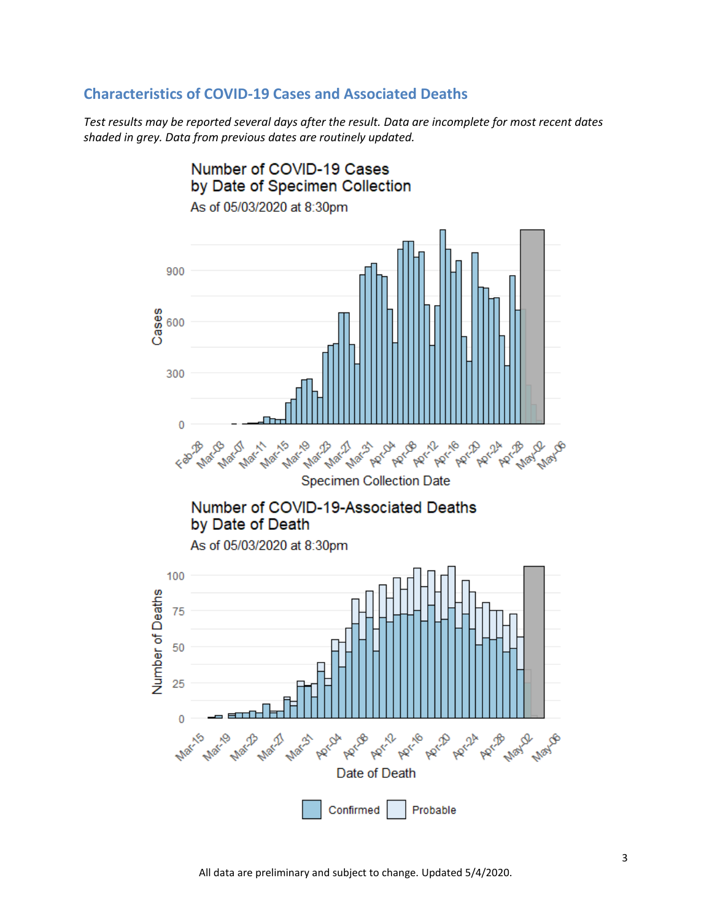## Characteristics of COVID-19 Cases and Associated Deaths

*Test results may be reported several days after the result. Data are incomplete for most recent dates shaded in grey. Data from previous dates are routinely updated.*

Number of COVID-19 Cases by Date of Specimen Collection

As of 05/03/2020 at 8:30pm

Number of COVID-19-Associated Deaths by Date of Death

As of 05/03/2020 at 8:30pm

All data are preliminary and subject to change. Updated 5/4/2020.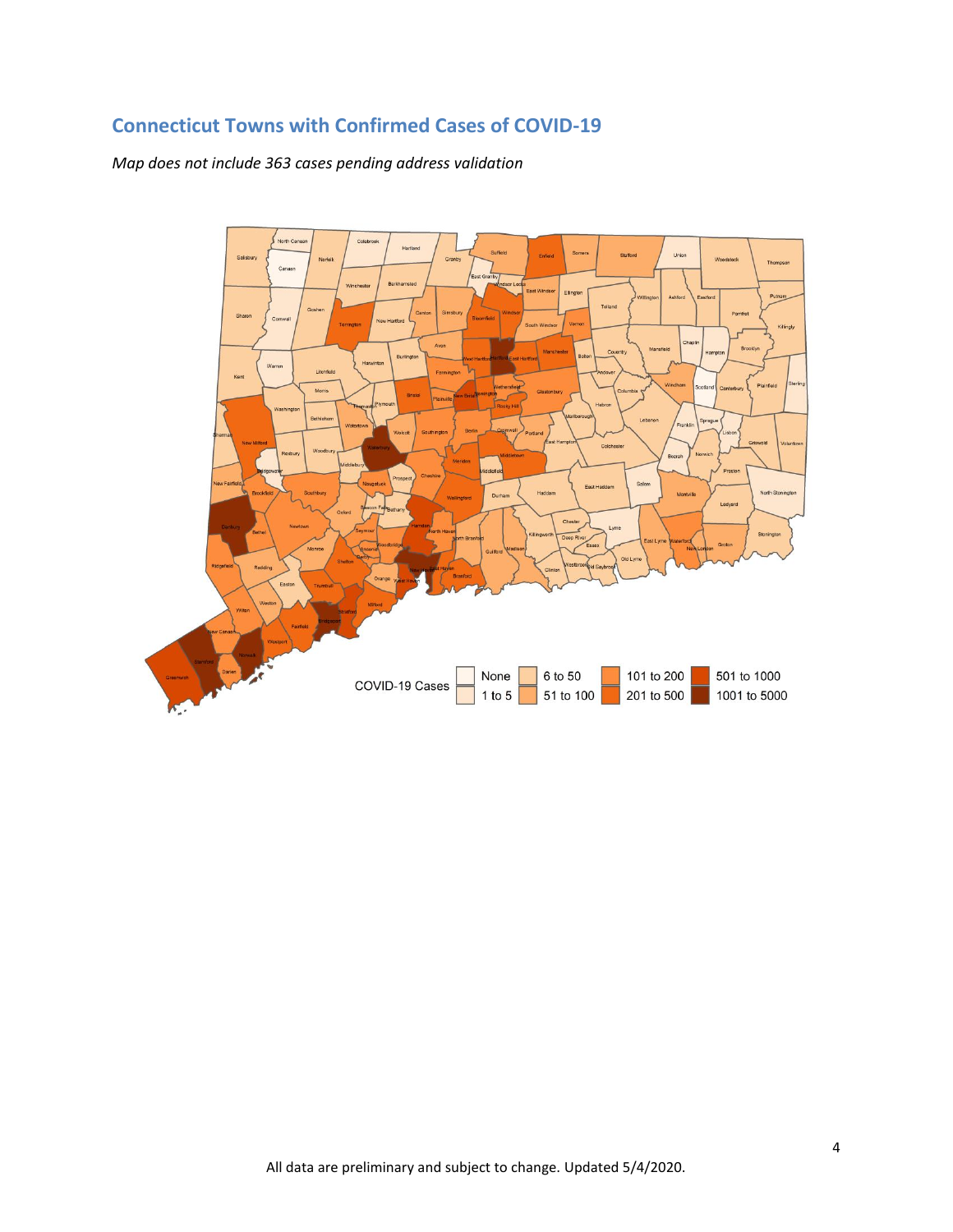## Connecticut Towns with Confirmed Cases of COVID-19

*Map does not include 363 cases pending address validation*

All data are preliminary and subject to change. Updated 5/4/2020.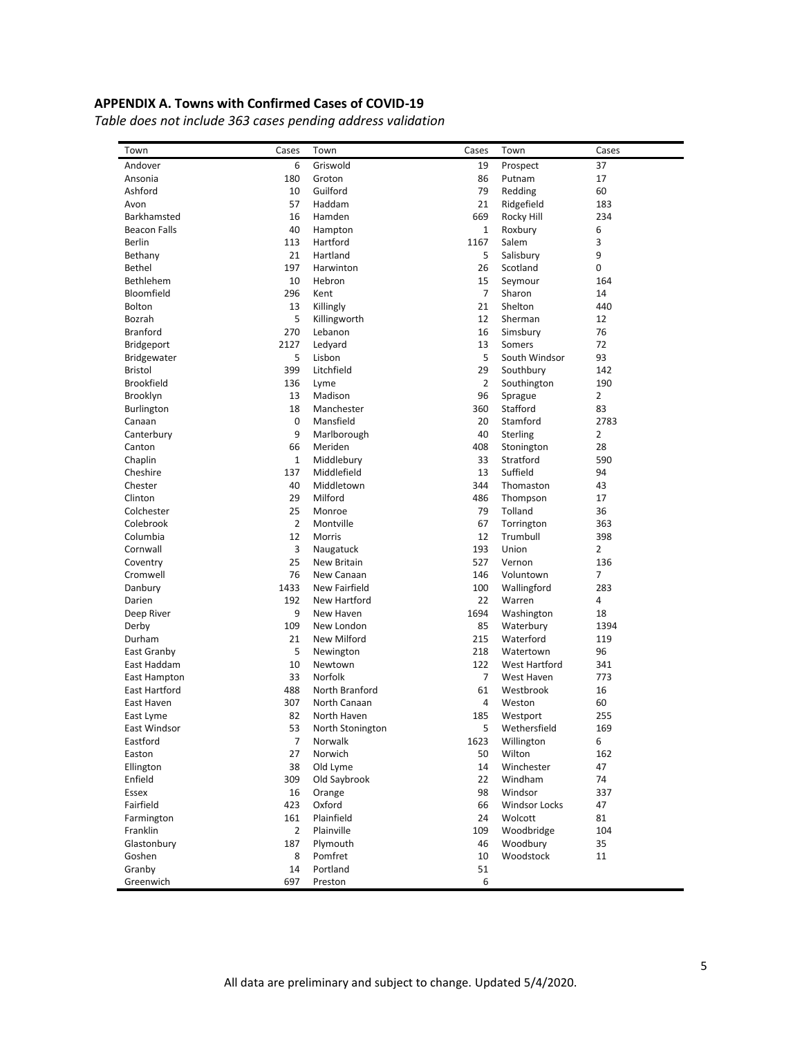## APPENDIX A. Towns with Confirmed Cases of COVID-19

*Table does not include 363 cases pending address validation*

| Town | Cases | Town | Cases | Town | Cases |
|---|---|---|---|---|---|
| Andover | 6 | Griswold | 19 | Prospect | 37 |
| Ansonia | 180 | Groton | 86 | Putnam | 17 |
| Ashford | 10 | Guilford | 79 | Redding | 60 |
| Avon | 57 | Haddam | 21 | Ridgefield | 183 |
| Barkhamsted | 16 | Hamden | 669 | Rocky Hill | 234 |
| Beacon Falls | 40 | Hampton | 1 | Roxbury | 6 |
| Berlin | 113 | Hartford | 1167 | Salem | 3 |
| Bethany | 21 | Hartland | 5 | Salisbury | 9 |
| Bethel | 197 | Harwinton | 26 | Scotland | 0 |
| Bethlehem | 10 | Hebron | 15 | Seymour | 164 |
| Bloomfield | 296 | Kent | 7 | Sharon | 14 |
| Bolton | 13 | Killingly | 21 | Shelton | 440 |
| Bozrah | 5 | Killingworth | 12 | Sherman | 12 |
| Branford | 270 | Lebanon | 16 | Simsbury | 76 |
| Bridgeport | 2127 | Ledyard | 13 | Somers | 72 |
| Bridgewater | 5 | Lisbon | 5 | South Windsor | 93 |
| Bristol | 399 | Litchfield | 29 | Southbury | 142 |
| Brookfield | 136 | Lyme | 2 | Southington | 190 |
| Brooklyn | 13 | Madison | 96 | Sprague | 2 |
| Burlington | 18 | Manchester | 360 | Stafford | 83 |
| Canaan | 0 | Mansfield | 20 | Stamford | 2783 |
| Canterbury | 9 | Marlborough | 40 | Sterling | 2 |
| Canton | 66 | Meriden | 408 | Stonington | 28 |
| Chaplin | 1 | Middlebury | 33 | Stratford | 590 |
| Cheshire | 137 | Middlefield | 13 | Suffield | 94 |
| Chester | 40 | Middletown | 344 | Thomaston | 43 |
| Clinton | 29 | Milford | 486 | Thompson | 17 |
| Colchester | 25 | Monroe | 79 | Tolland | 36 |
| Colebrook | 2 | Montville | 67 | Torrington | 363 |
| Columbia | 12 | Morris | 12 | Trumbull | 398 |
| Cornwall | 3 | Naugatuck | 193 | Union | 2 |
| Coventry | 25 | New Britain | 527 | Vernon | 136 |
| Cromwell | 76 | New Canaan | 146 | Voluntown | 7 |
| Danbury | 1433 | New Fairfield | 100 | Wallingford | 283 |
| Darien | 192 | New Hartford | 22 | Warren | 4 |
| Deep River | 9 | New Haven | 1694 | Washington | 18 |
| Derby | 109 | New London | 85 | Waterbury | 1394 |
| Durham | 21 | New Milford | 215 | Waterford | 119 |
| East Granby | 5 | Newington | 218 | Watertown | 96 |
| East Haddam | 10 | Newtown | 122 | West Hartford | 341 |
| East Hampton | 33 | Norfolk | 7 | West Haven | 773 |
| East Hartford | 488 | North Branford | 61 | Westbrook | 16 |
| East Haven | 307 | North Canaan | 4 | Weston | 60 |
| East Lyme | 82 | North Haven | 185 | Westport | 255 |
| East Windsor | 53 | North Stonington | 5 | Wethersfield | 169 |
| Eastford | 7 | Norwalk | 1623 | Willington | 6 |
| Easton | 27 | Norwich | 50 | Wilton | 162 |
| Ellington | 38 | Old Lyme | 14 | Winchester | 47 |
| Enfield | 309 | Old Saybrook | 22 | Windham | 74 |
| Essex | 16 | Orange | 98 | Windsor | 337 |
| Fairfield | 423 | Oxford | 66 | Windsor Locks | 47 |
| Farmington | 161 | Plainfield | 24 | Wolcott | 81 |
| Franklin | 2 | Plainville | 109 | Woodbridge | 104 |
| Glastonbury | 187 | Plymouth | 46 | Woodbury | 35 |
| Goshen | 8 | Pomfret | 10 | Woodstock | 11 |
| Granby | 14 | Portland | 51 | | |
| Greenwich | 697 | Preston | 6 | | |

All data are preliminary and subject to change. Updated 5/4/2020.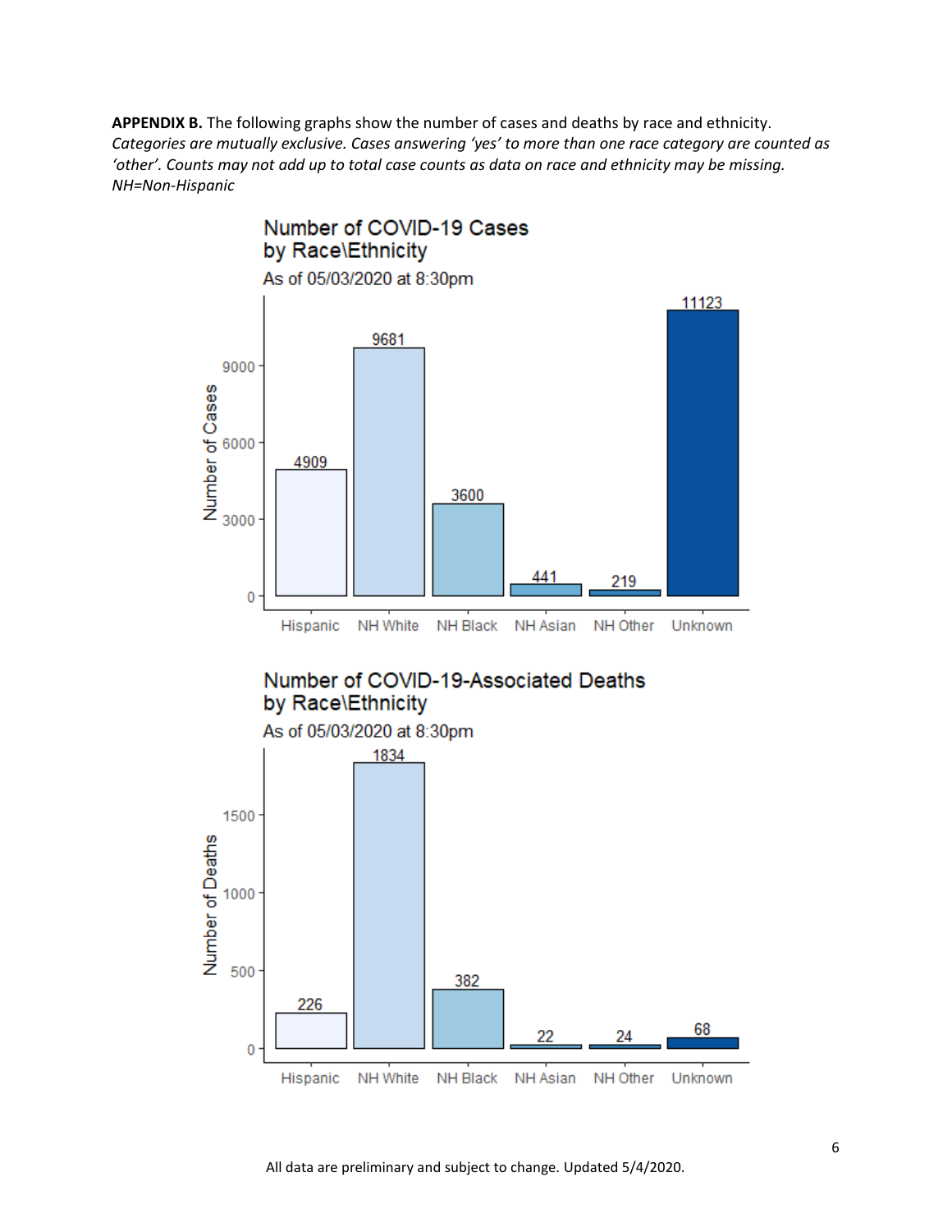**APPENDIX B.** The following graphs show the number of cases and deaths by race and ethnicity. *Categories are mutually exclusive. Cases answering 'yes' to more than one race category are counted as 'other'. Counts may not add up to total case counts as data on race and ethnicity may be missing. NH=Non-Hispanic*

**Number of COVID-19 Cases by Race\Ethnicity**
As of 05/03/2020 at 8:30pm

| Race\Ethnicity | Number of Cases |
|---|---|
| Hispanic | 4909 |
| NH White | 9681 |
| NH Black | 3600 |
| NH Asian | 441 |
| NH Other | 219 |
| Unknown | 11123 |

**Number of COVID-19-Associated Deaths by Race\Ethnicity**
As of 05/03/2020 at 8:30pm

| Race\Ethnicity | Number of Deaths |
|---|---|
| Hispanic | 226 |
| NH White | 1834 |
| NH Black | 382 |
| NH Asian | 22 |
| NH Other | 24 |
| Unknown | 68 |

All data are preliminary and subject to change. Updated 5/4/2020.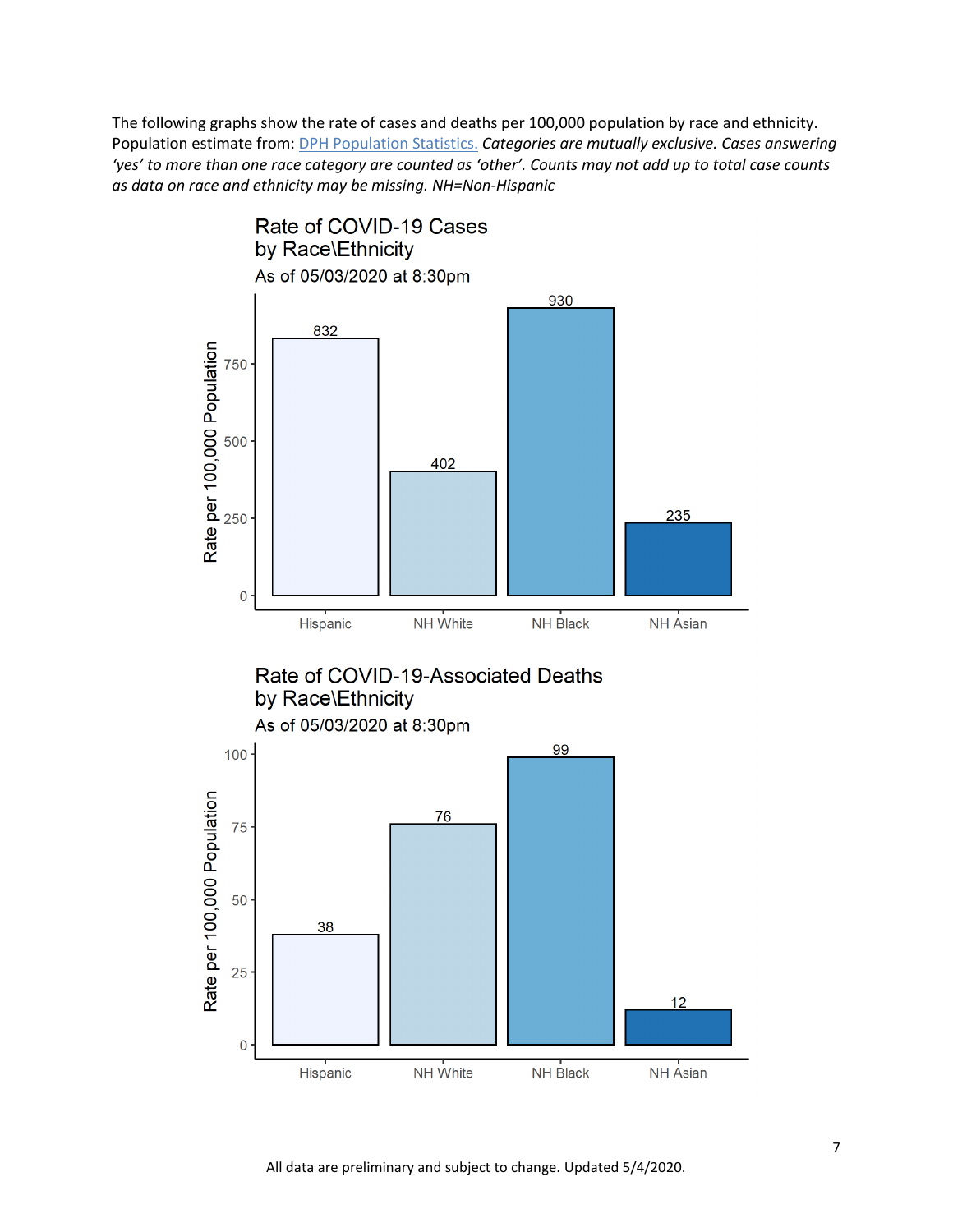The following graphs show the rate of cases and deaths per 100,000 population by race and ethnicity. Population estimate from: [DPH Population Statistics.](#) *Categories are mutually exclusive. Cases answering 'yes' to more than one race category are counted as 'other'. Counts may not add up to total case counts as data on race and ethnicity may be missing. NH=Non-Hispanic*

Rate of COVID-19 Cases
by Race\Ethnicity
As of 05/03/2020 at 8:30pm

Rate per 100,000 Population

0
250
500
750

832
402
930
235

Hispanic
NH White
NH Black
NH Asian

Rate of COVID-19-Associated Deaths
by Race\Ethnicity
As of 05/03/2020 at 8:30pm

Rate per 100,000 Population

0
25
50
75
100

38
76
99
12

Hispanic
NH White
NH Black
NH Asian

All data are preliminary and subject to change. Updated 5/4/2020.